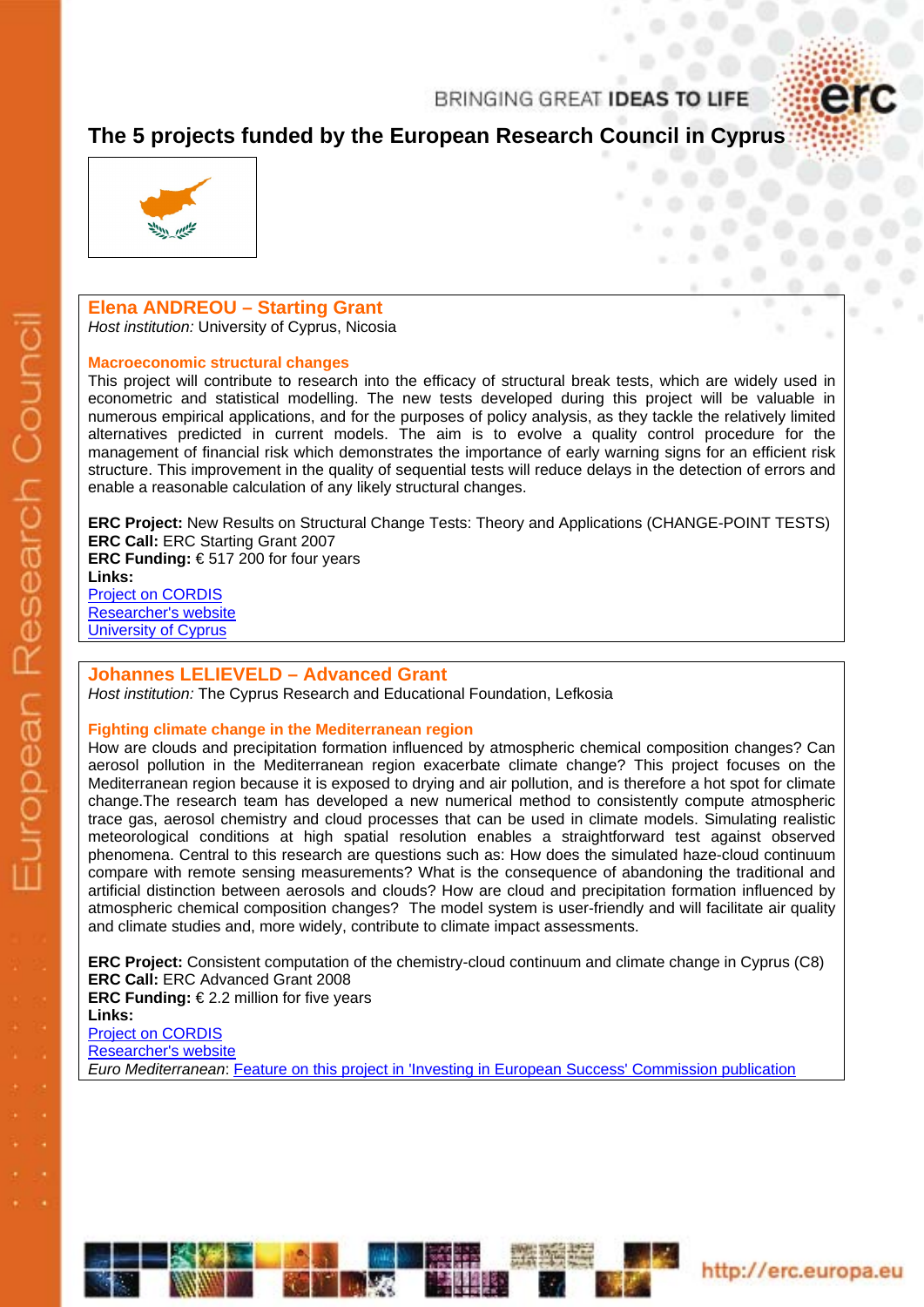BRINGING GREAT **IDEAS TO LIFE**

# The 5 projects funded by the European Research Council in Cyprus

## Elena ANDREOU – Starting Grant

*Host institution:* University of Cyprus, Nicosia

### Macroeconomic structural changes

This project will contribute to research into the efficacy of structural break tests, which are widely used in econometric and statistical modelling. The new tests developed during this project will be valuable in numerous empirical applications, and for the purposes of policy analysis, as they tackle the relatively limited alternatives predicted in current models. The aim is to evolve a quality control procedure for the management of financial risk which demonstrates the importance of early warning signs for an efficient risk structure. This improvement in the quality of sequential tests will reduce delays in the detection of errors and enable a reasonable calculation of any likely structural changes.

**ERC Project:** New Results on Structural Change Tests: Theory and Applications (CHANGE-POINT TESTS)
**ERC Call:** ERC Starting Grant 2007
**ERC Funding:** € 517 200 for four years
**Links:**
Project on CORDIS
Researcher's website
University of Cyprus

## Johannes LELIEVELD – Advanced Grant

*Host institution:* The Cyprus Research and Educational Foundation, Lefkosia

### Fighting climate change in the Mediterranean region

How are clouds and precipitation formation influenced by atmospheric chemical composition changes? Can aerosol pollution in the Mediterranean region exacerbate climate change? This project focuses on the Mediterranean region because it is exposed to drying and air pollution, and is therefore a hot spot for climate change.The research team has developed a new numerical method to consistently compute atmospheric trace gas, aerosol chemistry and cloud processes that can be used in climate models. Simulating realistic meteorological conditions at high spatial resolution enables a straightforward test against observed phenomena. Central to this research are questions such as: How does the simulated haze-cloud continuum compare with remote sensing measurements? What is the consequence of abandoning the traditional and artificial distinction between aerosols and clouds? How are cloud and precipitation formation influenced by atmospheric chemical composition changes? The model system is user-friendly and will facilitate air quality and climate studies and, more widely, contribute to climate impact assessments.

**ERC Project:** Consistent computation of the chemistry-cloud continuum and climate change in Cyprus (C8)
**ERC Call:** ERC Advanced Grant 2008
**ERC Funding:** € 2.2 million for five years
**Links:**
Project on CORDIS
Researcher's website
*Euro Mediterranean*: Feature on this project in 'Investing in European Success' Commission publication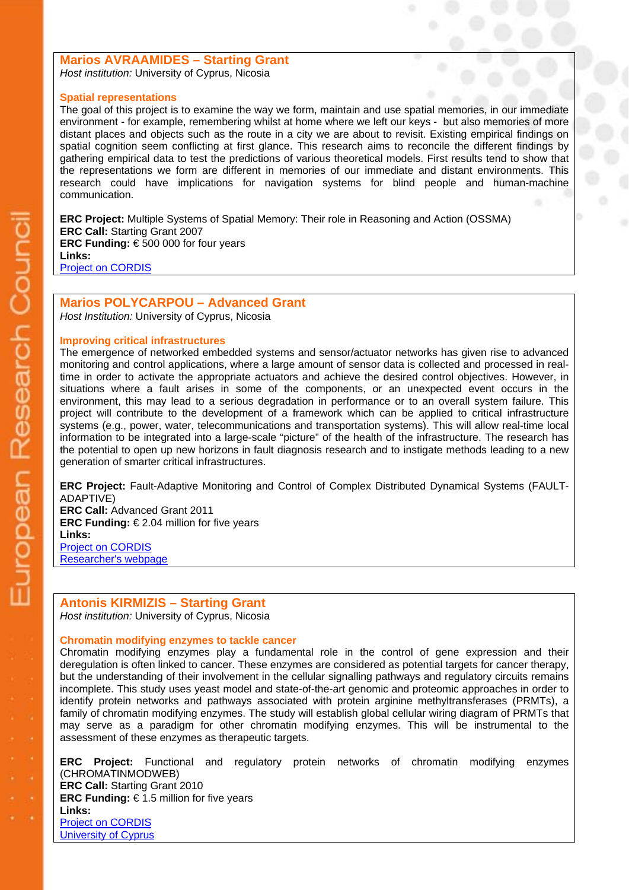## Marios AVRAAMIDES – Starting Grant

*Host institution:* University of Cyprus, Nicosia

### Spatial representations

The goal of this project is to examine the way we form, maintain and use spatial memories, in our immediate environment - for example, remembering whilst at home where we left our keys - but also memories of more distant places and objects such as the route in a city we are about to revisit. Existing empirical findings on spatial cognition seem conflicting at first glance. This research aims to reconcile the different findings by gathering empirical data to test the predictions of various theoretical models. First results tend to show that the representations we form are different in memories of our immediate and distant environments. This research could have implications for navigation systems for blind people and human-machine communication.

**ERC Project:** Multiple Systems of Spatial Memory: Their role in Reasoning and Action (OSSMA)
**ERC Call:** Starting Grant 2007
**ERC Funding:** € 500 000 for four years
**Links:**
Project on CORDIS

## Marios POLYCARPOU – Advanced Grant

*Host Institution:* University of Cyprus, Nicosia

### Improving critical infrastructures

The emergence of networked embedded systems and sensor/actuator networks has given rise to advanced monitoring and control applications, where a large amount of sensor data is collected and processed in real-time in order to activate the appropriate actuators and achieve the desired control objectives. However, in situations where a fault arises in some of the components, or an unexpected event occurs in the environment, this may lead to a serious degradation in performance or to an overall system failure. This project will contribute to the development of a framework which can be applied to critical infrastructure systems (e.g., power, water, telecommunications and transportation systems). This will allow real-time local information to be integrated into a large-scale "picture" of the health of the infrastructure. The research has the potential to open up new horizons in fault diagnosis research and to instigate methods leading to a new generation of smarter critical infrastructures.

**ERC Project:** Fault-Adaptive Monitoring and Control of Complex Distributed Dynamical Systems (FAULT-ADAPTIVE)
**ERC Call:** Advanced Grant 2011
**ERC Funding:** € 2.04 million for five years
**Links:**
Project on CORDIS
Researcher's webpage

## Antonis KIRMIZIS – Starting Grant

*Host institution:* University of Cyprus, Nicosia

### Chromatin modifying enzymes to tackle cancer

Chromatin modifying enzymes play a fundamental role in the control of gene expression and their deregulation is often linked to cancer. These enzymes are considered as potential targets for cancer therapy, but the understanding of their involvement in the cellular signalling pathways and regulatory circuits remains incomplete. This study uses yeast model and state-of-the-art genomic and proteomic approaches in order to identify protein networks and pathways associated with protein arginine methyltransferases (PRMTs), a family of chromatin modifying enzymes. The study will establish global cellular wiring diagram of PRMTs that may serve as a paradigm for other chromatin modifying enzymes. This will be instrumental to the assessment of these enzymes as therapeutic targets.

**ERC Project:** Functional and regulatory protein networks of chromatin modifying enzymes (CHROMATINMODWEB)
**ERC Call:** Starting Grant 2010
**ERC Funding:** € 1.5 million for five years
**Links:**
Project on CORDIS
University of Cyprus